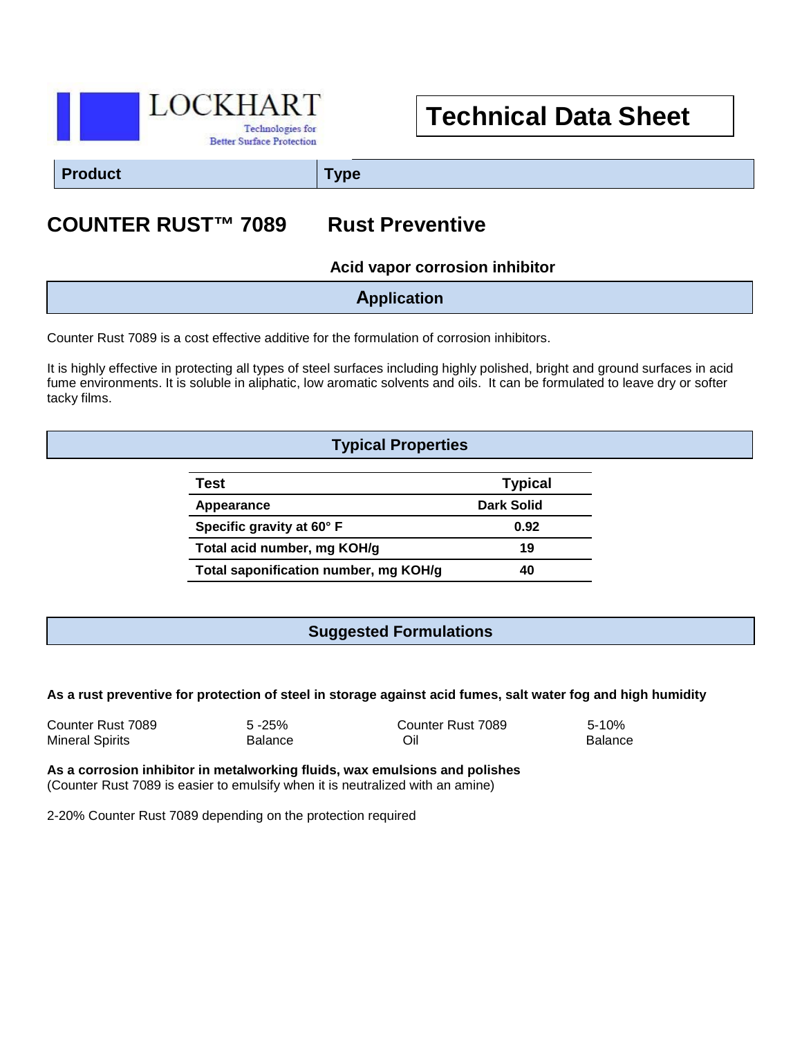LOCKHART

Technologies for Better Surface Protection

# Technical Data Sheet

| Product | Type |
|---|---|
| **COUNTER RUST™ 7089** | **Rust Preventive** |
| | **Acid vapor corrosion inhibitor** |

## Application

Counter Rust 7089 is a cost effective additive for the formulation of corrosion inhibitors.

It is highly effective in protecting all types of steel surfaces including highly polished, bright and ground surfaces in acid fume environments. It is soluble in aliphatic, low aromatic solvents and oils. It can be formulated to leave dry or softer tacky films.

## Typical Properties

| Test | Typical |
|---|---|
| Appearance | Dark Solid |
| Specific gravity at 60° F | 0.92 |
| Total acid number, mg KOH/g | 19 |
| Total saponification number, mg KOH/g | 40 |

## Suggested Formulations

**As a rust preventive for protection of steel in storage against acid fumes, salt water fog and high humidity**

| | | | |
|---|---|---|---|
| Counter Rust 7089 | 5 -25% | Counter Rust 7089 | 5-10% |
| Mineral Spirits | Balance | Oil | Balance |

**As a corrosion inhibitor in metalworking fluids, wax emulsions and polishes**
(Counter Rust 7089 is easier to emulsify when it is neutralized with an amine)

2-20% Counter Rust 7089 depending on the protection required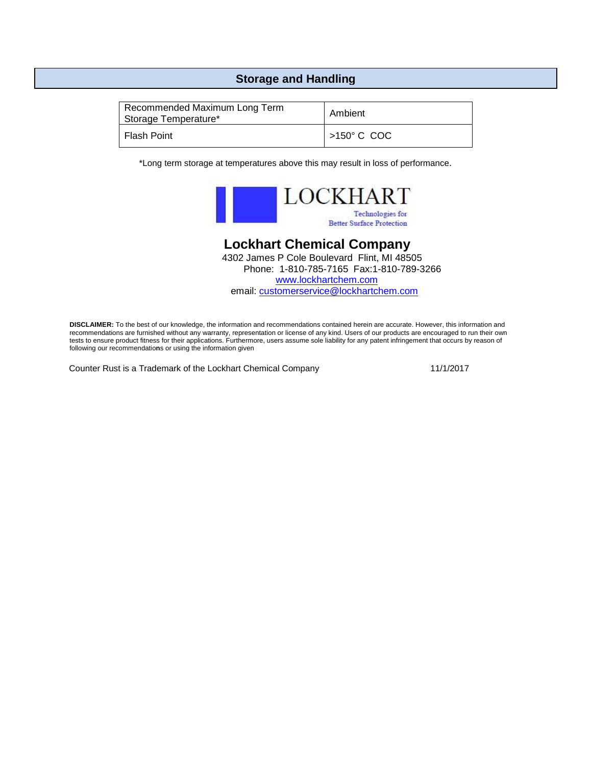## Storage and Handling

| | |
|---|---|
| Recommended Maximum Long Term Storage Temperature* | Ambient |
| Flash Point | >150° C COC |

*Long term storage at temperatures above this may result in loss of performance.

LOCKHART

Technologies for Better Surface Protection

**Lockhart Chemical Company**

4302 James P Cole Boulevard Flint, MI 48505

Phone: 1-810-785-7165 Fax:1-810-789-3266

www.lockhartchem.com

email: customerservice@lockhartchem.com

**DISCLAIMER:** To the best of our knowledge, the information and recommendations contained herein are accurate. However, this information and recommendations are furnished without any warranty, representation or license of any kind. Users of our products are encouraged to run their own tests to ensure product fitness for their applications. Furthermore, users assume sole liability for any patent infringement that occurs by reason of following our recommendations or using the information given

Counter Rust is a Trademark of the Lockhart Chemical Company 11/1/2017